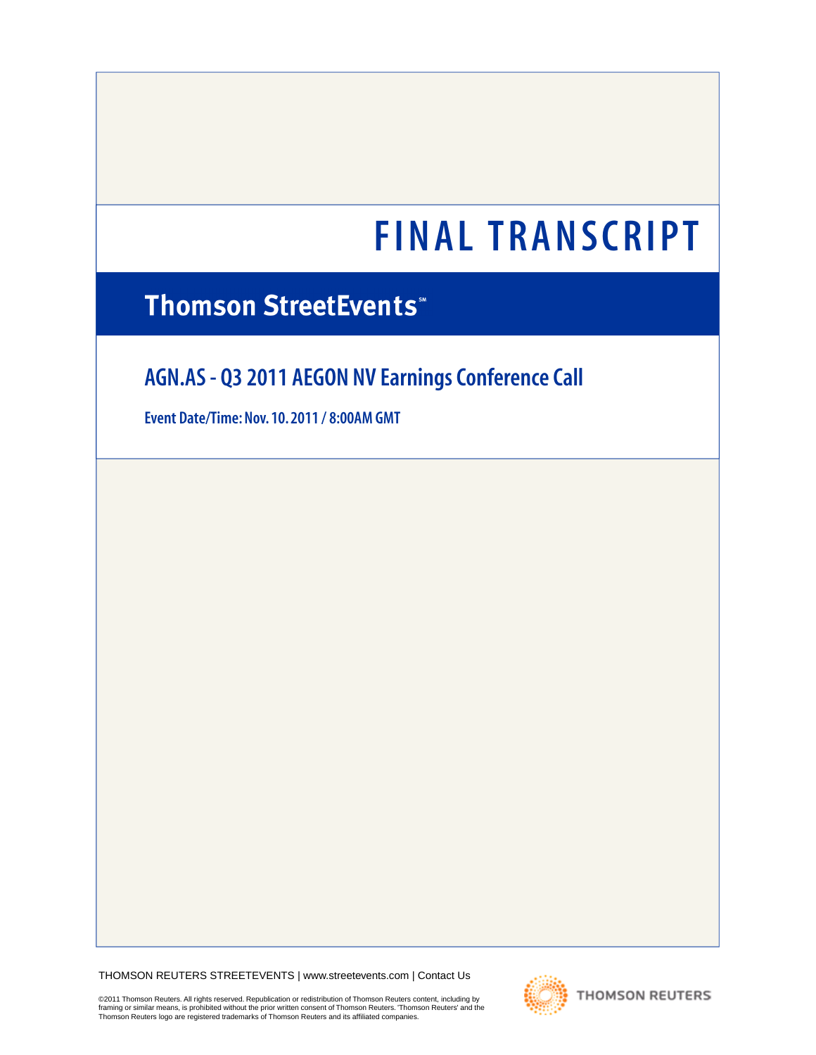# FINAL TRANSCRIPT

## Thomson StreetEvents℠

## AGN.AS - Q3 2011 AEGON NV Earnings Conference Call

**Event Date/Time: Nov. 10. 2011 / 8:00AM GMT**

THOMSON REUTERS STREETEVENTS | www.streetevents.com | Contact Us

©2011 Thomson Reuters. All rights reserved. Republication or redistribution of Thomson Reuters content, including by framing or similar means, is prohibited without the prior written consent of Thomson Reuters. 'Thomson Reuters' and the Thomson Reuters logo are registered trademarks of Thomson Reuters and its affiliated companies.

THOMSON REUTERS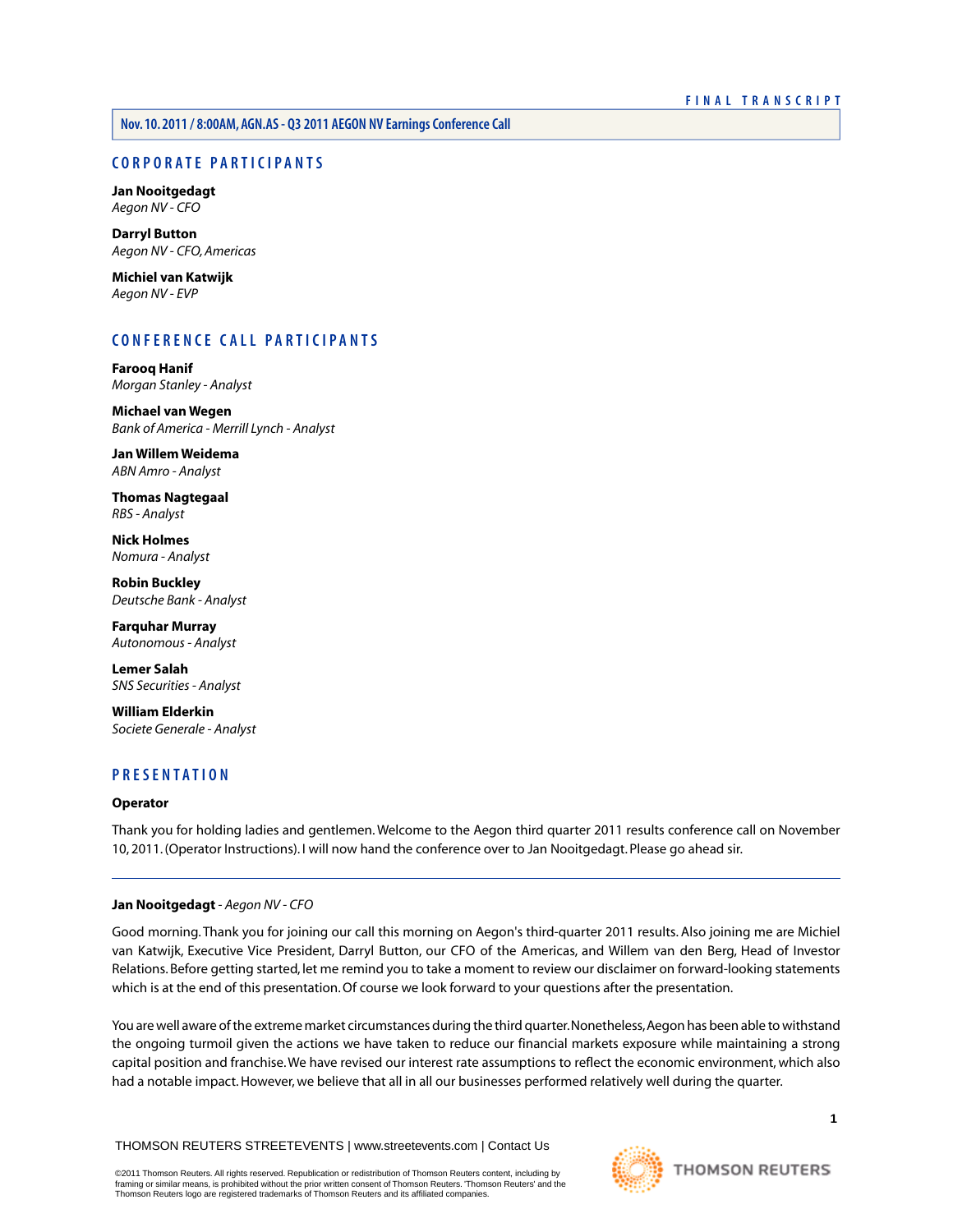## CORPORATE PARTICIPANTS

**Jan Nooitgedagt**
*Aegon NV - CFO*

**Darryl Button**
*Aegon NV - CFO, Americas*

**Michiel van Katwijk**
*Aegon NV - EVP*

## CONFERENCE CALL PARTICIPANTS

**Farooq Hanif**
*Morgan Stanley - Analyst*

**Michael van Wegen**
*Bank of America - Merrill Lynch - Analyst*

**Jan Willem Weidema**
*ABN Amro - Analyst*

**Thomas Nagtegaal**
*RBS - Analyst*

**Nick Holmes**
*Nomura - Analyst*

**Robin Buckley**
*Deutsche Bank - Analyst*

**Farquhar Murray**
*Autonomous - Analyst*

**Lemer Salah**
*SNS Securities - Analyst*

**William Elderkin**
*Societe Generale - Analyst*

## PRESENTATION

**Operator**

Thank you for holding ladies and gentlemen. Welcome to the Aegon third quarter 2011 results conference call on November 10, 2011. (Operator Instructions). I will now hand the conference over to Jan Nooitgedagt. Please go ahead sir.

---

**Jan Nooitgedagt** - *Aegon NV - CFO*

Good morning. Thank you for joining our call this morning on Aegon's third-quarter 2011 results. Also joining me are Michiel van Katwijk, Executive Vice President, Darryl Button, our CFO of the Americas, and Willem van den Berg, Head of Investor Relations. Before getting started, let me remind you to take a moment to review our disclaimer on forward-looking statements which is at the end of this presentation. Of course we look forward to your questions after the presentation.

You are well aware of the extreme market circumstances during the third quarter. Nonetheless, Aegon has been able to withstand the ongoing turmoil given the actions we have taken to reduce our financial markets exposure while maintaining a strong capital position and franchise. We have revised our interest rate assumptions to reflect the economic environment, which also had a notable impact. However, we believe that all in all our businesses performed relatively well during the quarter.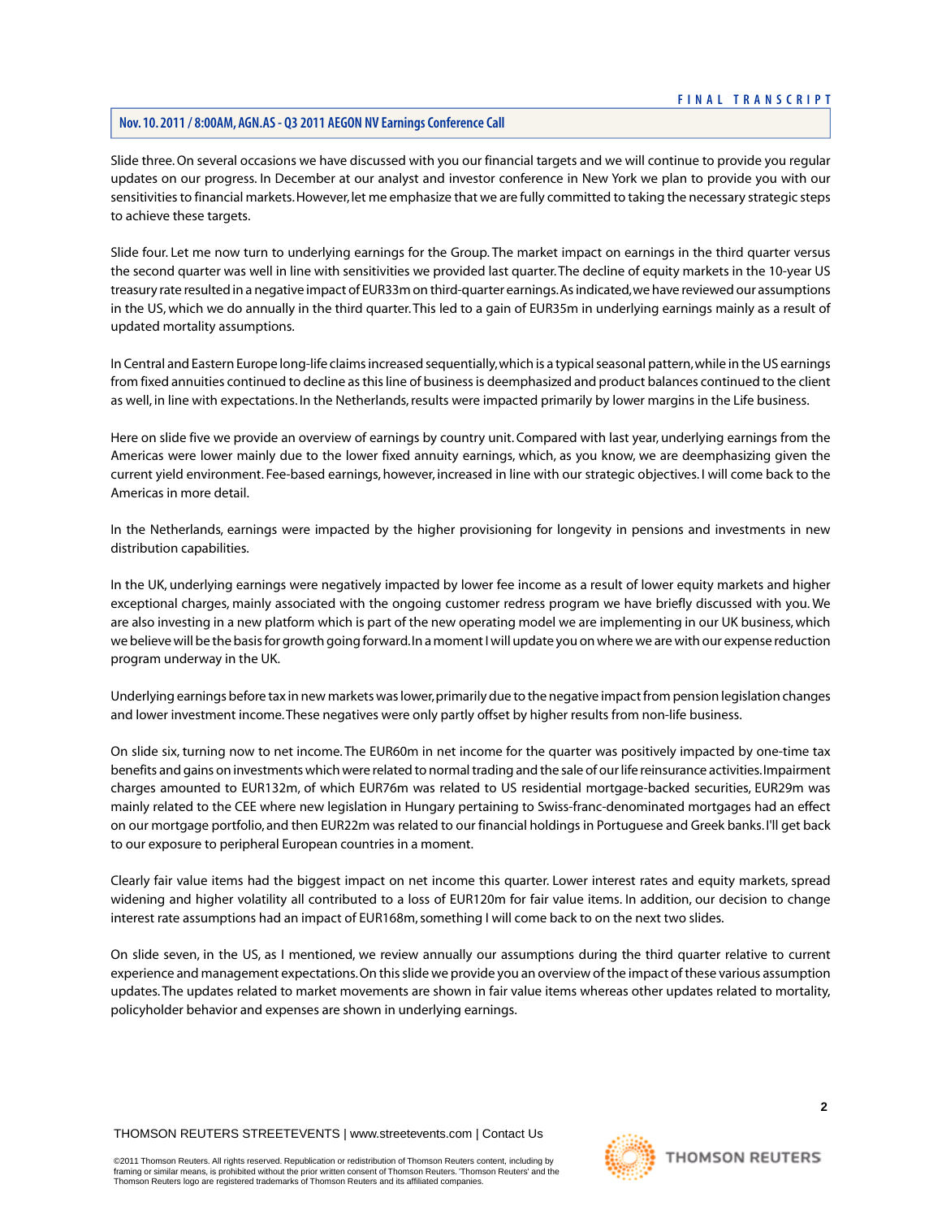Slide three. On several occasions we have discussed with you our financial targets and we will continue to provide you regular updates on our progress. In December at our analyst and investor conference in New York we plan to provide you with our sensitivities to financial markets. However, let me emphasize that we are fully committed to taking the necessary strategic steps to achieve these targets.

Slide four. Let me now turn to underlying earnings for the Group. The market impact on earnings in the third quarter versus the second quarter was well in line with sensitivities we provided last quarter. The decline of equity markets in the 10-year US treasury rate resulted in a negative impact of EUR33m on third-quarter earnings. As indicated, we have reviewed our assumptions in the US, which we do annually in the third quarter. This led to a gain of EUR35m in underlying earnings mainly as a result of updated mortality assumptions.

In Central and Eastern Europe long-life claims increased sequentially, which is a typical seasonal pattern, while in the US earnings from fixed annuities continued to decline as this line of business is deemphasized and product balances continued to the client as well, in line with expectations. In the Netherlands, results were impacted primarily by lower margins in the Life business.

Here on slide five we provide an overview of earnings by country unit. Compared with last year, underlying earnings from the Americas were lower mainly due to the lower fixed annuity earnings, which, as you know, we are deemphasizing given the current yield environment. Fee-based earnings, however, increased in line with our strategic objectives. I will come back to the Americas in more detail.

In the Netherlands, earnings were impacted by the higher provisioning for longevity in pensions and investments in new distribution capabilities.

In the UK, underlying earnings were negatively impacted by lower fee income as a result of lower equity markets and higher exceptional charges, mainly associated with the ongoing customer redress program we have briefly discussed with you. We are also investing in a new platform which is part of the new operating model we are implementing in our UK business, which we believe will be the basis for growth going forward. In a moment I will update you on where we are with our expense reduction program underway in the UK.

Underlying earnings before tax in new markets was lower, primarily due to the negative impact from pension legislation changes and lower investment income. These negatives were only partly offset by higher results from non-life business.

On slide six, turning now to net income. The EUR60m in net income for the quarter was positively impacted by one-time tax benefits and gains on investments which were related to normal trading and the sale of our life reinsurance activities. Impairment charges amounted to EUR132m, of which EUR76m was related to US residential mortgage-backed securities, EUR29m was mainly related to the CEE where new legislation in Hungary pertaining to Swiss-franc-denominated mortgages had an effect on our mortgage portfolio, and then EUR22m was related to our financial holdings in Portuguese and Greek banks. I'll get back to our exposure to peripheral European countries in a moment.

Clearly fair value items had the biggest impact on net income this quarter. Lower interest rates and equity markets, spread widening and higher volatility all contributed to a loss of EUR120m for fair value items. In addition, our decision to change interest rate assumptions had an impact of EUR168m, something I will come back to on the next two slides.

On slide seven, in the US, as I mentioned, we review annually our assumptions during the third quarter relative to current experience and management expectations. On this slide we provide you an overview of the impact of these various assumption updates. The updates related to market movements are shown in fair value items whereas other updates related to mortality, policyholder behavior and expenses are shown in underlying earnings.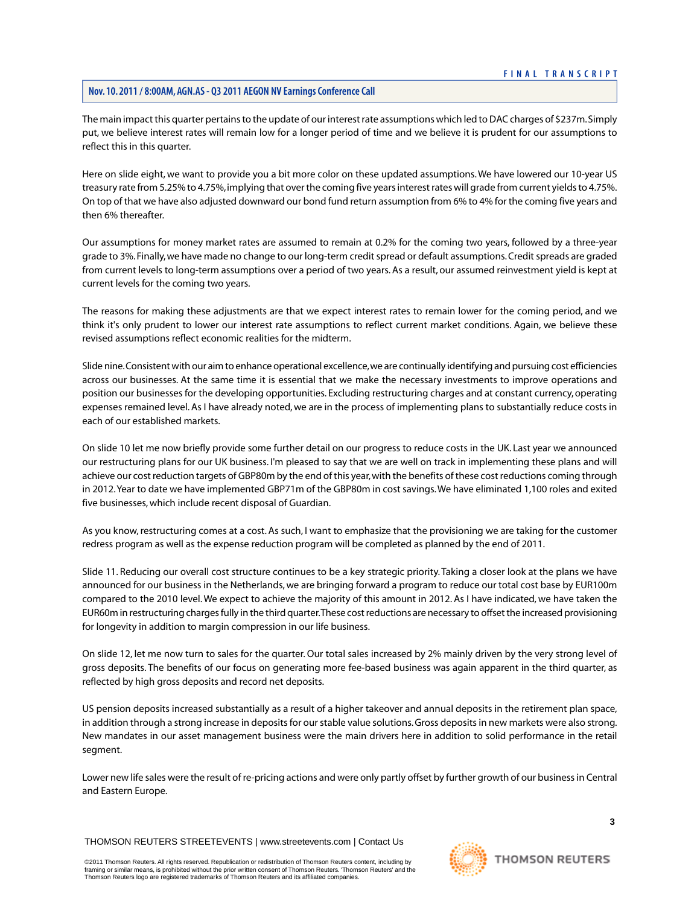The main impact this quarter pertains to the update of our interest rate assumptions which led to DAC charges of $237m. Simply put, we believe interest rates will remain low for a longer period of time and we believe it is prudent for our assumptions to reflect this in this quarter.

Here on slide eight, we want to provide you a bit more color on these updated assumptions. We have lowered our 10-year US treasury rate from 5.25% to 4.75%, implying that over the coming five years interest rates will grade from current yields to 4.75%. On top of that we have also adjusted downward our bond fund return assumption from 6% to 4% for the coming five years and then 6% thereafter.

Our assumptions for money market rates are assumed to remain at 0.2% for the coming two years, followed by a three-year grade to 3%. Finally, we have made no change to our long-term credit spread or default assumptions. Credit spreads are graded from current levels to long-term assumptions over a period of two years. As a result, our assumed reinvestment yield is kept at current levels for the coming two years.

The reasons for making these adjustments are that we expect interest rates to remain lower for the coming period, and we think it's only prudent to lower our interest rate assumptions to reflect current market conditions. Again, we believe these revised assumptions reflect economic realities for the midterm.

Slide nine. Consistent with our aim to enhance operational excellence, we are continually identifying and pursuing cost efficiencies across our businesses. At the same time it is essential that we make the necessary investments to improve operations and position our businesses for the developing opportunities. Excluding restructuring charges and at constant currency, operating expenses remained level. As I have already noted, we are in the process of implementing plans to substantially reduce costs in each of our established markets.

On slide 10 let me now briefly provide some further detail on our progress to reduce costs in the UK. Last year we announced our restructuring plans for our UK business. I'm pleased to say that we are well on track in implementing these plans and will achieve our cost reduction targets of GBP80m by the end of this year, with the benefits of these cost reductions coming through in 2012. Year to date we have implemented GBP71m of the GBP80m in cost savings. We have eliminated 1,100 roles and exited five businesses, which include recent disposal of Guardian.

As you know, restructuring comes at a cost. As such, I want to emphasize that the provisioning we are taking for the customer redress program as well as the expense reduction program will be completed as planned by the end of 2011.

Slide 11. Reducing our overall cost structure continues to be a key strategic priority. Taking a closer look at the plans we have announced for our business in the Netherlands, we are bringing forward a program to reduce our total cost base by EUR100m compared to the 2010 level. We expect to achieve the majority of this amount in 2012. As I have indicated, we have taken the EUR60m in restructuring charges fully in the third quarter. These cost reductions are necessary to offset the increased provisioning for longevity in addition to margin compression in our life business.

On slide 12, let me now turn to sales for the quarter. Our total sales increased by 2% mainly driven by the very strong level of gross deposits. The benefits of our focus on generating more fee-based business was again apparent in the third quarter, as reflected by high gross deposits and record net deposits.

US pension deposits increased substantially as a result of a higher takeover and annual deposits in the retirement plan space, in addition through a strong increase in deposits for our stable value solutions. Gross deposits in new markets were also strong. New mandates in our asset management business were the main drivers here in addition to solid performance in the retail segment.

Lower new life sales were the result of re-pricing actions and were only partly offset by further growth of our business in Central and Eastern Europe.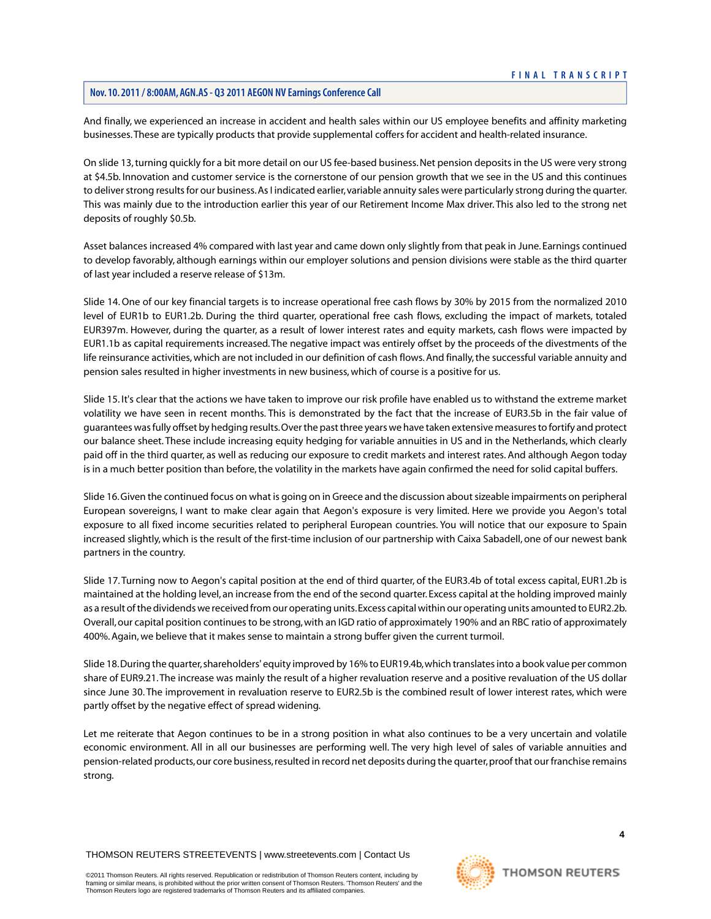And finally, we experienced an increase in accident and health sales within our US employee benefits and affinity marketing businesses. These are typically products that provide supplemental coffers for accident and health-related insurance.

On slide 13, turning quickly for a bit more detail on our US fee-based business. Net pension deposits in the US were very strong at $4.5b. Innovation and customer service is the cornerstone of our pension growth that we see in the US and this continues to deliver strong results for our business. As I indicated earlier, variable annuity sales were particularly strong during the quarter. This was mainly due to the introduction earlier this year of our Retirement Income Max driver. This also led to the strong net deposits of roughly $0.5b.

Asset balances increased 4% compared with last year and came down only slightly from that peak in June. Earnings continued to develop favorably, although earnings within our employer solutions and pension divisions were stable as the third quarter of last year included a reserve release of $13m.

Slide 14. One of our key financial targets is to increase operational free cash flows by 30% by 2015 from the normalized 2010 level of EUR1b to EUR1.2b. During the third quarter, operational free cash flows, excluding the impact of markets, totaled EUR397m. However, during the quarter, as a result of lower interest rates and equity markets, cash flows were impacted by EUR1.1b as capital requirements increased. The negative impact was entirely offset by the proceeds of the divestments of the life reinsurance activities, which are not included in our definition of cash flows. And finally, the successful variable annuity and pension sales resulted in higher investments in new business, which of course is a positive for us.

Slide 15. It's clear that the actions we have taken to improve our risk profile have enabled us to withstand the extreme market volatility we have seen in recent months. This is demonstrated by the fact that the increase of EUR3.5b in the fair value of guarantees was fully offset by hedging results. Over the past three years we have taken extensive measures to fortify and protect our balance sheet. These include increasing equity hedging for variable annuities in US and in the Netherlands, which clearly paid off in the third quarter, as well as reducing our exposure to credit markets and interest rates. And although Aegon today is in a much better position than before, the volatility in the markets have again confirmed the need for solid capital buffers.

Slide 16. Given the continued focus on what is going on in Greece and the discussion about sizeable impairments on peripheral European sovereigns, I want to make clear again that Aegon's exposure is very limited. Here we provide you Aegon's total exposure to all fixed income securities related to peripheral European countries. You will notice that our exposure to Spain increased slightly, which is the result of the first-time inclusion of our partnership with Caixa Sabadell, one of our newest bank partners in the country.

Slide 17. Turning now to Aegon's capital position at the end of third quarter, of the EUR3.4b of total excess capital, EUR1.2b is maintained at the holding level, an increase from the end of the second quarter. Excess capital at the holding improved mainly as a result of the dividends we received from our operating units. Excess capital within our operating units amounted to EUR2.2b. Overall, our capital position continues to be strong, with an IGD ratio of approximately 190% and an RBC ratio of approximately 400%. Again, we believe that it makes sense to maintain a strong buffer given the current turmoil.

Slide 18. During the quarter, shareholders' equity improved by 16% to EUR19.4b, which translates into a book value per common share of EUR9.21. The increase was mainly the result of a higher revaluation reserve and a positive revaluation of the US dollar since June 30. The improvement in revaluation reserve to EUR2.5b is the combined result of lower interest rates, which were partly offset by the negative effect of spread widening.

Let me reiterate that Aegon continues to be in a strong position in what also continues to be a very uncertain and volatile economic environment. All in all our businesses are performing well. The very high level of sales of variable annuities and pension-related products, our core business, resulted in record net deposits during the quarter, proof that our franchise remains strong.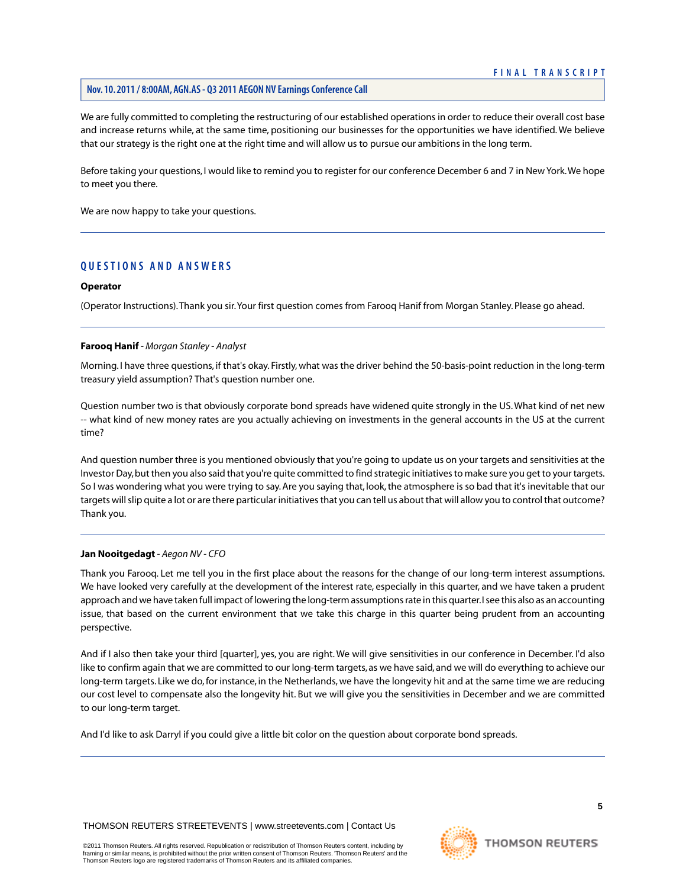We are fully committed to completing the restructuring of our established operations in order to reduce their overall cost base and increase returns while, at the same time, positioning our businesses for the opportunities we have identified. We believe that our strategy is the right one at the right time and will allow us to pursue our ambitions in the long term.

Before taking your questions, I would like to remind you to register for our conference December 6 and 7 in New York. We hope to meet you there.

We are now happy to take your questions.

---

## QUESTIONS AND ANSWERS

**Operator**

(Operator Instructions). Thank you sir. Your first question comes from Farooq Hanif from Morgan Stanley. Please go ahead.

---

**Farooq Hanif** - *Morgan Stanley - Analyst*

Morning. I have three questions, if that's okay. Firstly, what was the driver behind the 50-basis-point reduction in the long-term treasury yield assumption? That's question number one.

Question number two is that obviously corporate bond spreads have widened quite strongly in the US. What kind of net new -- what kind of new money rates are you actually achieving on investments in the general accounts in the US at the current time?

And question number three is you mentioned obviously that you're going to update us on your targets and sensitivities at the Investor Day, but then you also said that you're quite committed to find strategic initiatives to make sure you get to your targets. So I was wondering what you were trying to say. Are you saying that, look, the atmosphere is so bad that it's inevitable that our targets will slip quite a lot or are there particular initiatives that you can tell us about that will allow you to control that outcome? Thank you.

---

**Jan Nooitgedagt** - *Aegon NV - CFO*

Thank you Farooq. Let me tell you in the first place about the reasons for the change of our long-term interest assumptions. We have looked very carefully at the development of the interest rate, especially in this quarter, and we have taken a prudent approach and we have taken full impact of lowering the long-term assumptions rate in this quarter. I see this also as an accounting issue, that based on the current environment that we take this charge in this quarter being prudent from an accounting perspective.

And if I also then take your third [quarter], yes, you are right. We will give sensitivities in our conference in December. I'd also like to confirm again that we are committed to our long-term targets, as we have said, and we will do everything to achieve our long-term targets. Like we do, for instance, in the Netherlands, we have the longevity hit and at the same time we are reducing our cost level to compensate also the longevity hit. But we will give you the sensitivities in December and we are committed to our long-term target.

And I'd like to ask Darryl if you could give a little bit color on the question about corporate bond spreads.

---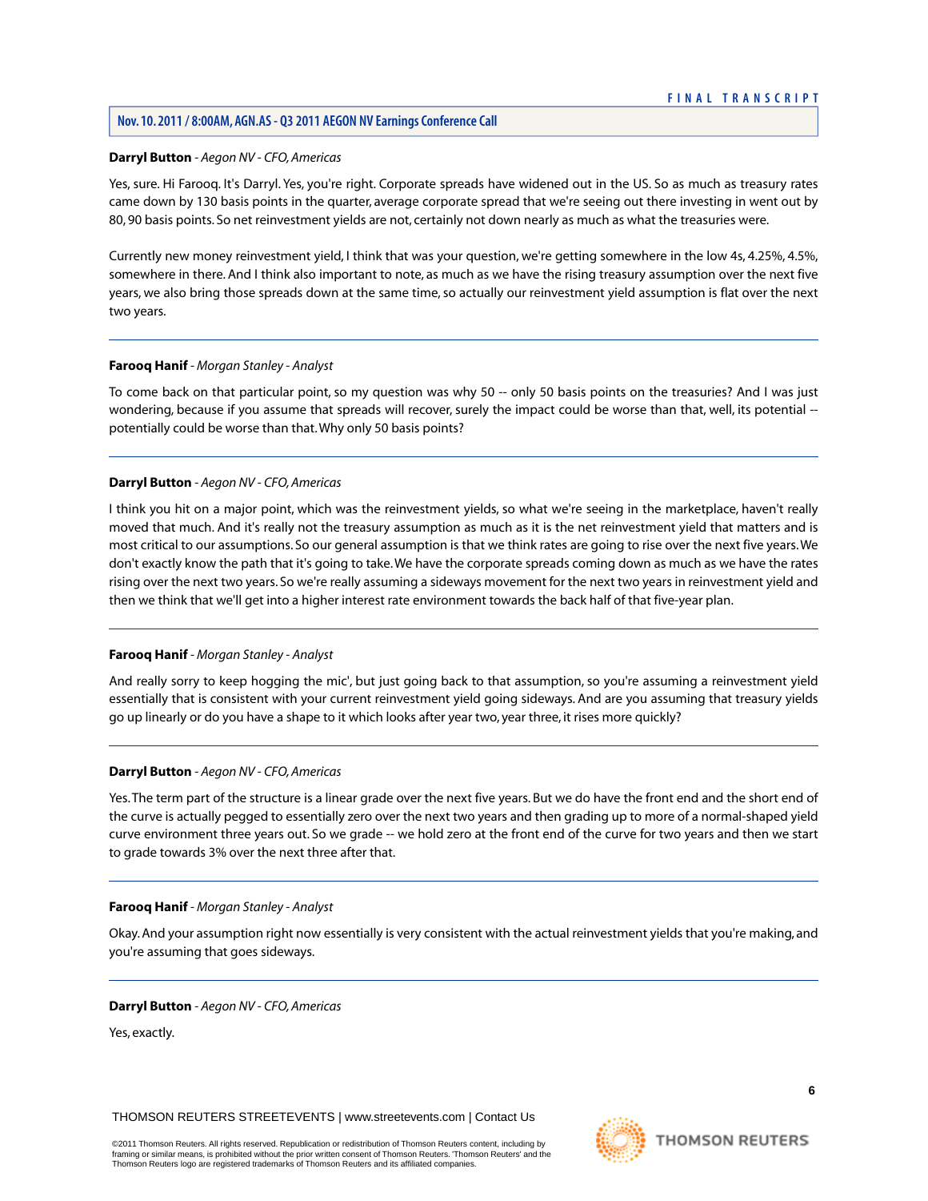**Darryl Button** - *Aegon NV - CFO, Americas*

Yes, sure. Hi Farooq. It's Darryl. Yes, you're right. Corporate spreads have widened out in the US. So as much as treasury rates came down by 130 basis points in the quarter, average corporate spread that we're seeing out there investing in went out by 80, 90 basis points. So net reinvestment yields are not, certainly not down nearly as much as what the treasuries were.

Currently new money reinvestment yield, I think that was your question, we're getting somewhere in the low 4s, 4.25%, 4.5%, somewhere in there. And I think also important to note, as much as we have the rising treasury assumption over the next five years, we also bring those spreads down at the same time, so actually our reinvestment yield assumption is flat over the next two years.

---

**Farooq Hanif** - *Morgan Stanley - Analyst*

To come back on that particular point, so my question was why 50 -- only 50 basis points on the treasuries? And I was just wondering, because if you assume that spreads will recover, surely the impact could be worse than that, well, its potential -- potentially could be worse than that. Why only 50 basis points?

---

**Darryl Button** - *Aegon NV - CFO, Americas*

I think you hit on a major point, which was the reinvestment yields, so what we're seeing in the marketplace, haven't really moved that much. And it's really not the treasury assumption as much as it is the net reinvestment yield that matters and is most critical to our assumptions. So our general assumption is that we think rates are going to rise over the next five years. We don't exactly know the path that it's going to take. We have the corporate spreads coming down as much as we have the rates rising over the next two years. So we're really assuming a sideways movement for the next two years in reinvestment yield and then we think that we'll get into a higher interest rate environment towards the back half of that five-year plan.

---

**Farooq Hanif** - *Morgan Stanley - Analyst*

And really sorry to keep hogging the mic', but just going back to that assumption, so you're assuming a reinvestment yield essentially that is consistent with your current reinvestment yield going sideways. And are you assuming that treasury yields go up linearly or do you have a shape to it which looks after year two, year three, it rises more quickly?

---

**Darryl Button** - *Aegon NV - CFO, Americas*

Yes. The term part of the structure is a linear grade over the next five years. But we do have the front end and the short end of the curve is actually pegged to essentially zero over the next two years and then grading up to more of a normal-shaped yield curve environment three years out. So we grade -- we hold zero at the front end of the curve for two years and then we start to grade towards 3% over the next three after that.

---

**Farooq Hanif** - *Morgan Stanley - Analyst*

Okay. And your assumption right now essentially is very consistent with the actual reinvestment yields that you're making, and you're assuming that goes sideways.

---

**Darryl Button** - *Aegon NV - CFO, Americas*

Yes, exactly.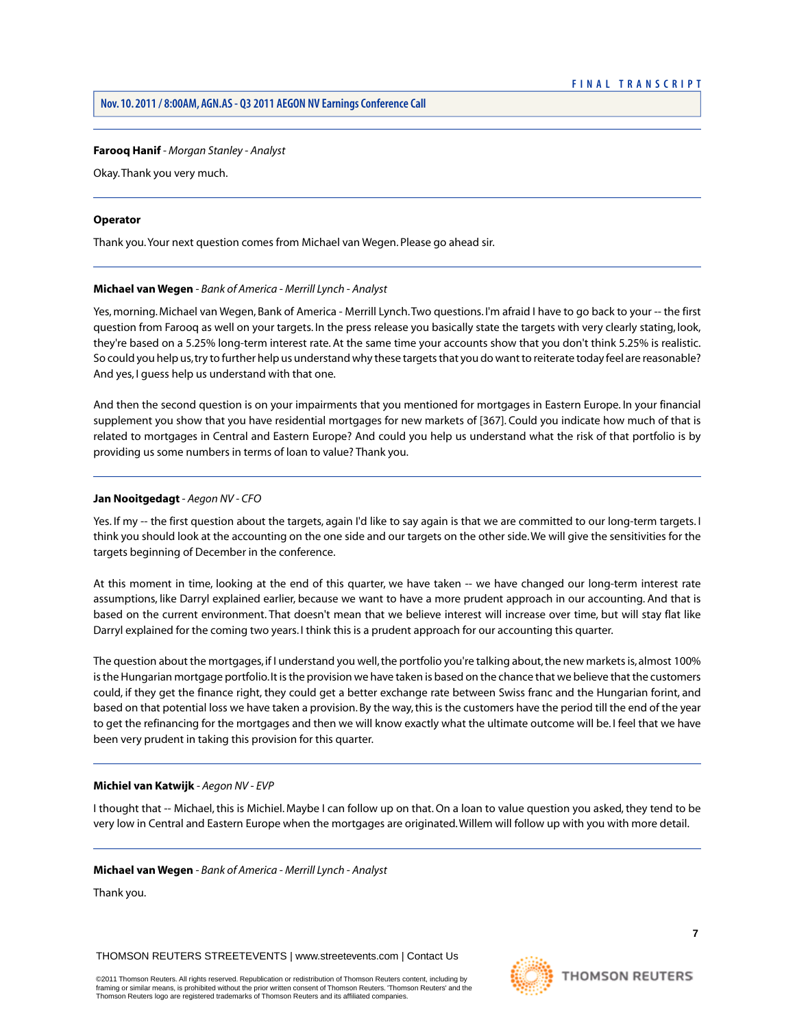**Farooq Hanif** - *Morgan Stanley - Analyst*

Okay. Thank you very much.

---

**Operator**

Thank you. Your next question comes from Michael van Wegen. Please go ahead sir.

---

**Michael van Wegen** - *Bank of America - Merrill Lynch - Analyst*

Yes, morning. Michael van Wegen, Bank of America - Merrill Lynch. Two questions. I'm afraid I have to go back to your -- the first question from Farooq as well on your targets. In the press release you basically state the targets with very clearly stating, look, they're based on a 5.25% long-term interest rate. At the same time your accounts show that you don't think 5.25% is realistic. So could you help us, try to further help us understand why these targets that you do want to reiterate today feel are reasonable? And yes, I guess help us understand with that one.

And then the second question is on your impairments that you mentioned for mortgages in Eastern Europe. In your financial supplement you show that you have residential mortgages for new markets of [367]. Could you indicate how much of that is related to mortgages in Central and Eastern Europe? And could you help us understand what the risk of that portfolio is by providing us some numbers in terms of loan to value? Thank you.

---

**Jan Nooitgedagt** - *Aegon NV - CFO*

Yes. If my -- the first question about the targets, again I'd like to say again is that we are committed to our long-term targets. I think you should look at the accounting on the one side and our targets on the other side. We will give the sensitivities for the targets beginning of December in the conference.

At this moment in time, looking at the end of this quarter, we have taken -- we have changed our long-term interest rate assumptions, like Darryl explained earlier, because we want to have a more prudent approach in our accounting. And that is based on the current environment. That doesn't mean that we believe interest will increase over time, but will stay flat like Darryl explained for the coming two years. I think this is a prudent approach for our accounting this quarter.

The question about the mortgages, if I understand you well, the portfolio you're talking about, the new markets is, almost 100% is the Hungarian mortgage portfolio. It is the provision we have taken is based on the chance that we believe that the customers could, if they get the finance right, they could get a better exchange rate between Swiss franc and the Hungarian forint, and based on that potential loss we have taken a provision. By the way, this is the customers have the period till the end of the year to get the refinancing for the mortgages and then we will know exactly what the ultimate outcome will be. I feel that we have been very prudent in taking this provision for this quarter.

---

**Michiel van Katwijk** - *Aegon NV - EVP*

I thought that -- Michael, this is Michiel. Maybe I can follow up on that. On a loan to value question you asked, they tend to be very low in Central and Eastern Europe when the mortgages are originated. Willem will follow up with you with more detail.

---

**Michael van Wegen** - *Bank of America - Merrill Lynch - Analyst*

Thank you.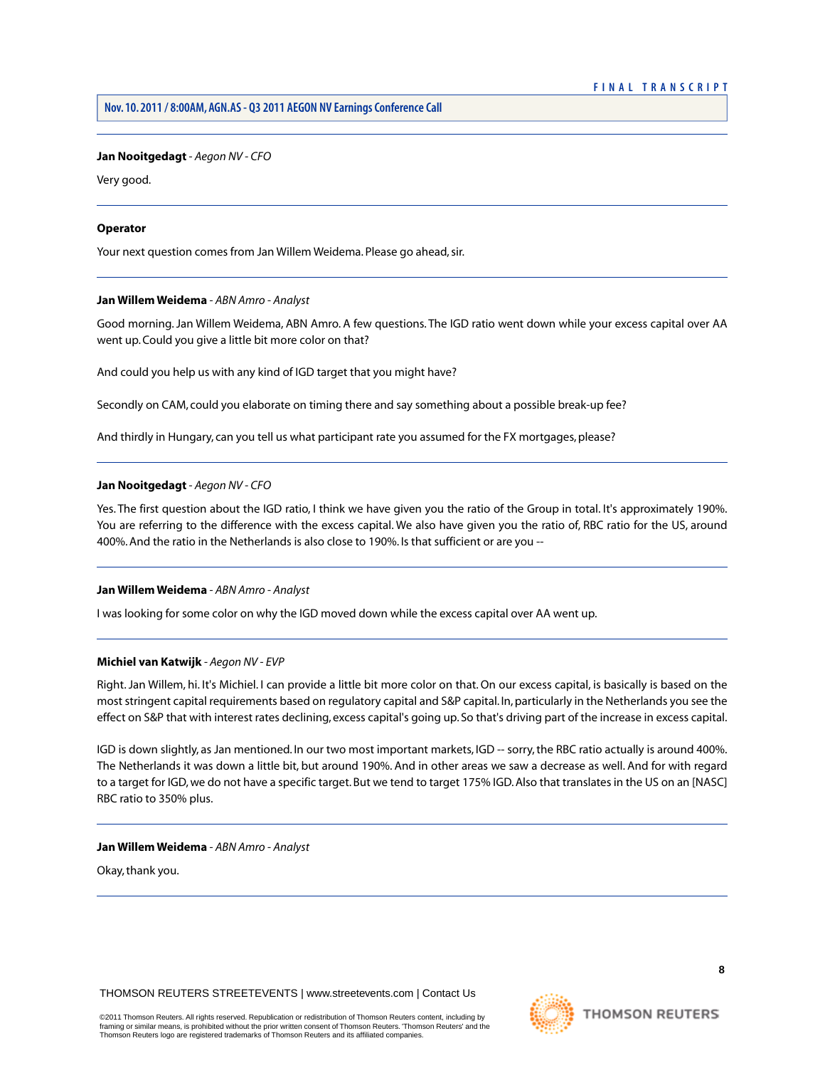**Jan Nooitgedagt** - *Aegon NV - CFO*

Very good.

---

**Operator**

Your next question comes from Jan Willem Weidema. Please go ahead, sir.

---

**Jan Willem Weidema** - *ABN Amro - Analyst*

Good morning. Jan Willem Weidema, ABN Amro. A few questions. The IGD ratio went down while your excess capital over AA went up. Could you give a little bit more color on that?

And could you help us with any kind of IGD target that you might have?

Secondly on CAM, could you elaborate on timing there and say something about a possible break-up fee?

And thirdly in Hungary, can you tell us what participant rate you assumed for the FX mortgages, please?

---

**Jan Nooitgedagt** - *Aegon NV - CFO*

Yes. The first question about the IGD ratio, I think we have given you the ratio of the Group in total. It's approximately 190%. You are referring to the difference with the excess capital. We also have given you the ratio of, RBC ratio for the US, around 400%. And the ratio in the Netherlands is also close to 190%. Is that sufficient or are you --

---

**Jan Willem Weidema** - *ABN Amro - Analyst*

I was looking for some color on why the IGD moved down while the excess capital over AA went up.

---

**Michiel van Katwijk** - *Aegon NV - EVP*

Right. Jan Willem, hi. It's Michiel. I can provide a little bit more color on that. On our excess capital, is basically is based on the most stringent capital requirements based on regulatory capital and S&P capital. In, particularly in the Netherlands you see the effect on S&P that with interest rates declining, excess capital's going up. So that's driving part of the increase in excess capital.

IGD is down slightly, as Jan mentioned. In our two most important markets, IGD -- sorry, the RBC ratio actually is around 400%. The Netherlands it was down a little bit, but around 190%. And in other areas we saw a decrease as well. And for with regard to a target for IGD, we do not have a specific target. But we tend to target 175% IGD. Also that translates in the US on an [NASC] RBC ratio to 350% plus.

---

**Jan Willem Weidema** - *ABN Amro - Analyst*

Okay, thank you.

---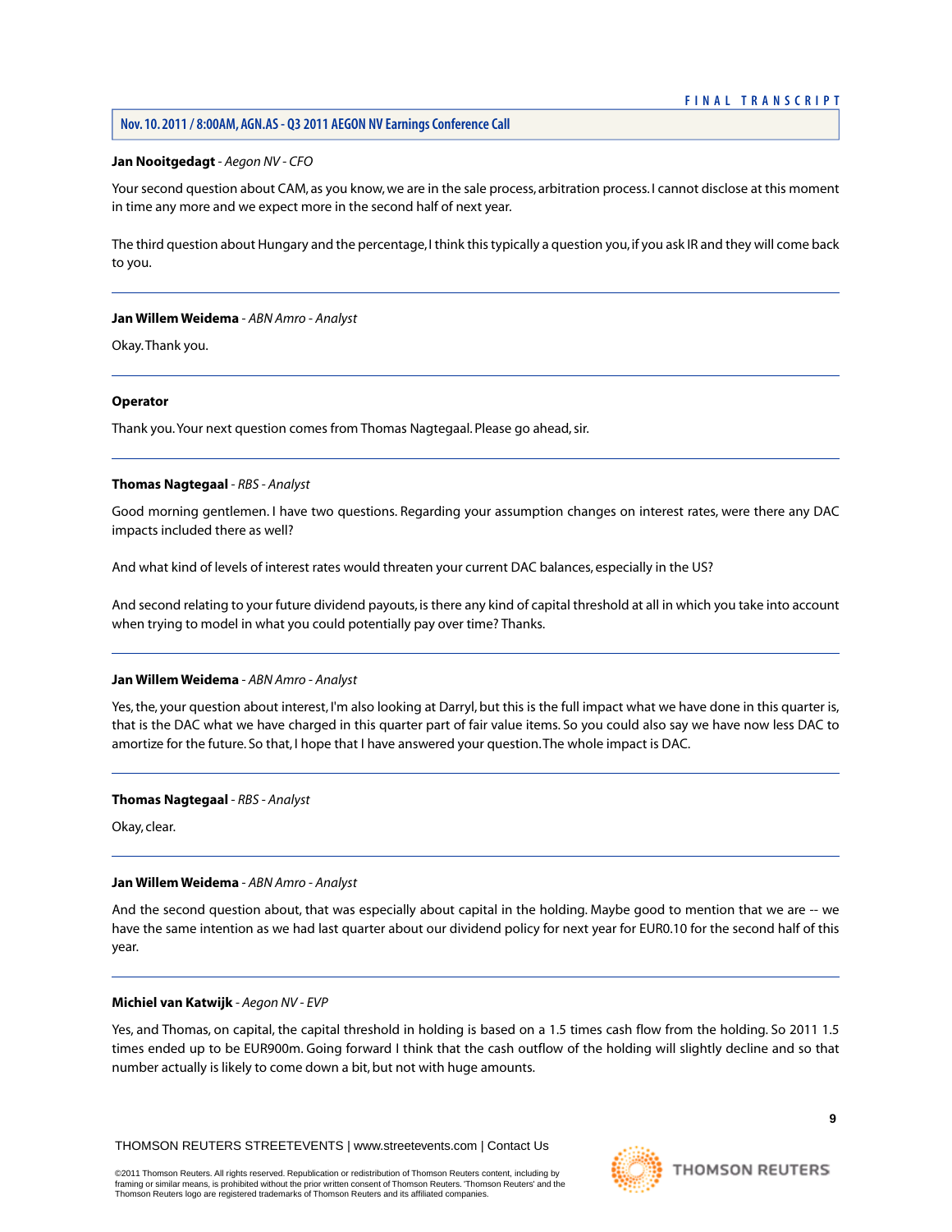**Jan Nooitgedagt** - *Aegon NV - CFO*

Your second question about CAM, as you know, we are in the sale process, arbitration process. I cannot disclose at this moment in time any more and we expect more in the second half of next year.

The third question about Hungary and the percentage, I think this typically a question you, if you ask IR and they will come back to you.

---

**Jan Willem Weidema** - *ABN Amro - Analyst*

Okay. Thank you.

---

**Operator**

Thank you. Your next question comes from Thomas Nagtegaal. Please go ahead, sir.

---

**Thomas Nagtegaal** - *RBS - Analyst*

Good morning gentlemen. I have two questions. Regarding your assumption changes on interest rates, were there any DAC impacts included there as well?

And what kind of levels of interest rates would threaten your current DAC balances, especially in the US?

And second relating to your future dividend payouts, is there any kind of capital threshold at all in which you take into account when trying to model in what you could potentially pay over time? Thanks.

---

**Jan Willem Weidema** - *ABN Amro - Analyst*

Yes, the, your question about interest, I'm also looking at Darryl, but this is the full impact what we have done in this quarter is, that is the DAC what we have charged in this quarter part of fair value items. So you could also say we have now less DAC to amortize for the future. So that, I hope that I have answered your question. The whole impact is DAC.

---

**Thomas Nagtegaal** - *RBS - Analyst*

Okay, clear.

---

**Jan Willem Weidema** - *ABN Amro - Analyst*

And the second question about, that was especially about capital in the holding. Maybe good to mention that we are -- we have the same intention as we had last quarter about our dividend policy for next year for EUR0.10 for the second half of this year.

---

**Michiel van Katwijk** - *Aegon NV - EVP*

Yes, and Thomas, on capital, the capital threshold in holding is based on a 1.5 times cash flow from the holding. So 2011 1.5 times ended up to be EUR900m. Going forward I think that the cash outflow of the holding will slightly decline and so that number actually is likely to come down a bit, but not with huge amounts.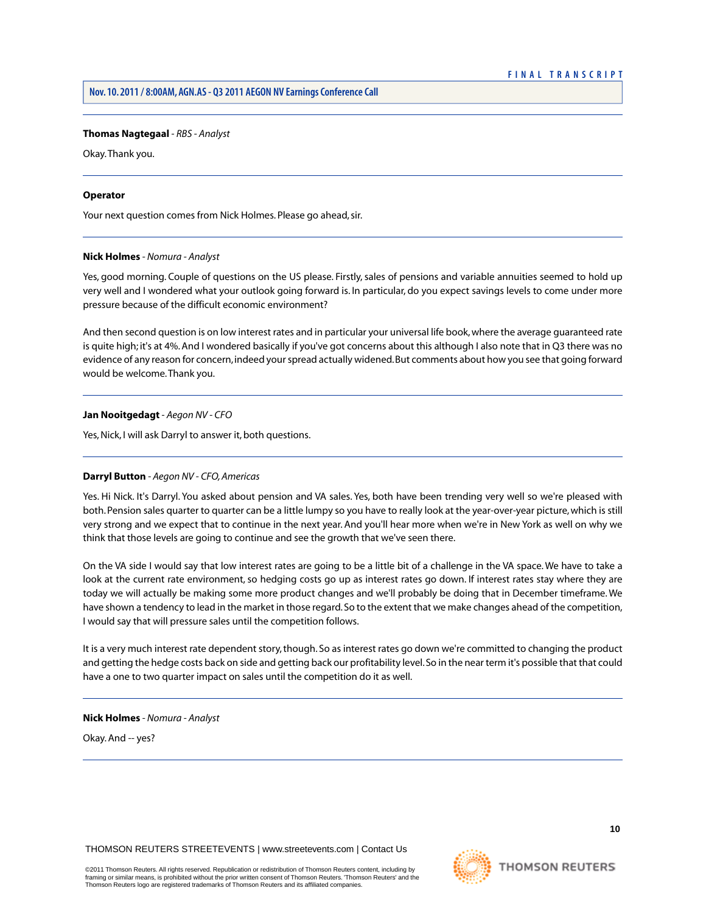**Thomas Nagtegaal** - *RBS - Analyst*

Okay. Thank you.

---

**Operator**

Your next question comes from Nick Holmes. Please go ahead, sir.

---

**Nick Holmes** - *Nomura - Analyst*

Yes, good morning. Couple of questions on the US please. Firstly, sales of pensions and variable annuities seemed to hold up very well and I wondered what your outlook going forward is. In particular, do you expect savings levels to come under more pressure because of the difficult economic environment?

And then second question is on low interest rates and in particular your universal life book, where the average guaranteed rate is quite high; it's at 4%. And I wondered basically if you've got concerns about this although I also note that in Q3 there was no evidence of any reason for concern, indeed your spread actually widened. But comments about how you see that going forward would be welcome. Thank you.

---

**Jan Nooitgedagt** - *Aegon NV - CFO*

Yes, Nick, I will ask Darryl to answer it, both questions.

---

**Darryl Button** - *Aegon NV - CFO, Americas*

Yes. Hi Nick. It's Darryl. You asked about pension and VA sales. Yes, both have been trending very well so we're pleased with both. Pension sales quarter to quarter can be a little lumpy so you have to really look at the year-over-year picture, which is still very strong and we expect that to continue in the next year. And you'll hear more when we're in New York as well on why we think that those levels are going to continue and see the growth that we've seen there.

On the VA side I would say that low interest rates are going to be a little bit of a challenge in the VA space. We have to take a look at the current rate environment, so hedging costs go up as interest rates go down. If interest rates stay where they are today we will actually be making some more product changes and we'll probably be doing that in December timeframe. We have shown a tendency to lead in the market in those regard. So to the extent that we make changes ahead of the competition, I would say that will pressure sales until the competition follows.

It is a very much interest rate dependent story, though. So as interest rates go down we're committed to changing the product and getting the hedge costs back on side and getting back our profitability level. So in the near term it's possible that that could have a one to two quarter impact on sales until the competition do it as well.

---

**Nick Holmes** - *Nomura - Analyst*

Okay. And -- yes?

---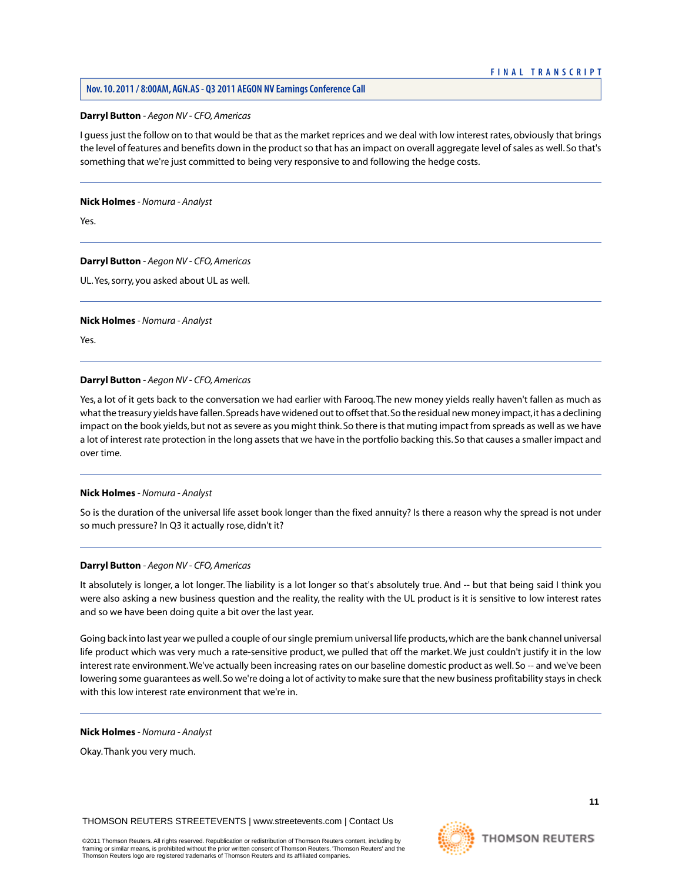**Darryl Button** - *Aegon NV - CFO, Americas*

I guess just the follow on to that would be that as the market reprices and we deal with low interest rates, obviously that brings the level of features and benefits down in the product so that has an impact on overall aggregate level of sales as well. So that's something that we're just committed to being very responsive to and following the hedge costs.

---

**Nick Holmes** - *Nomura - Analyst*

Yes.

---

**Darryl Button** - *Aegon NV - CFO, Americas*

UL. Yes, sorry, you asked about UL as well.

---

**Nick Holmes** - *Nomura - Analyst*

Yes.

---

**Darryl Button** - *Aegon NV - CFO, Americas*

Yes, a lot of it gets back to the conversation we had earlier with Farooq. The new money yields really haven't fallen as much as what the treasury yields have fallen. Spreads have widened out to offset that. So the residual new money impact, it has a declining impact on the book yields, but not as severe as you might think. So there is that muting impact from spreads as well as we have a lot of interest rate protection in the long assets that we have in the portfolio backing this. So that causes a smaller impact and over time.

---

**Nick Holmes** - *Nomura - Analyst*

So is the duration of the universal life asset book longer than the fixed annuity? Is there a reason why the spread is not under so much pressure? In Q3 it actually rose, didn't it?

---

**Darryl Button** - *Aegon NV - CFO, Americas*

It absolutely is longer, a lot longer. The liability is a lot longer so that's absolutely true. And -- but that being said I think you were also asking a new business question and the reality, the reality with the UL product is it is sensitive to low interest rates and so we have been doing quite a bit over the last year.

Going back into last year we pulled a couple of our single premium universal life products, which are the bank channel universal life product which was very much a rate-sensitive product, we pulled that off the market. We just couldn't justify it in the low interest rate environment. We've actually been increasing rates on our baseline domestic product as well. So -- and we've been lowering some guarantees as well. So we're doing a lot of activity to make sure that the new business profitability stays in check with this low interest rate environment that we're in.

---

**Nick Holmes** - *Nomura - Analyst*

Okay. Thank you very much.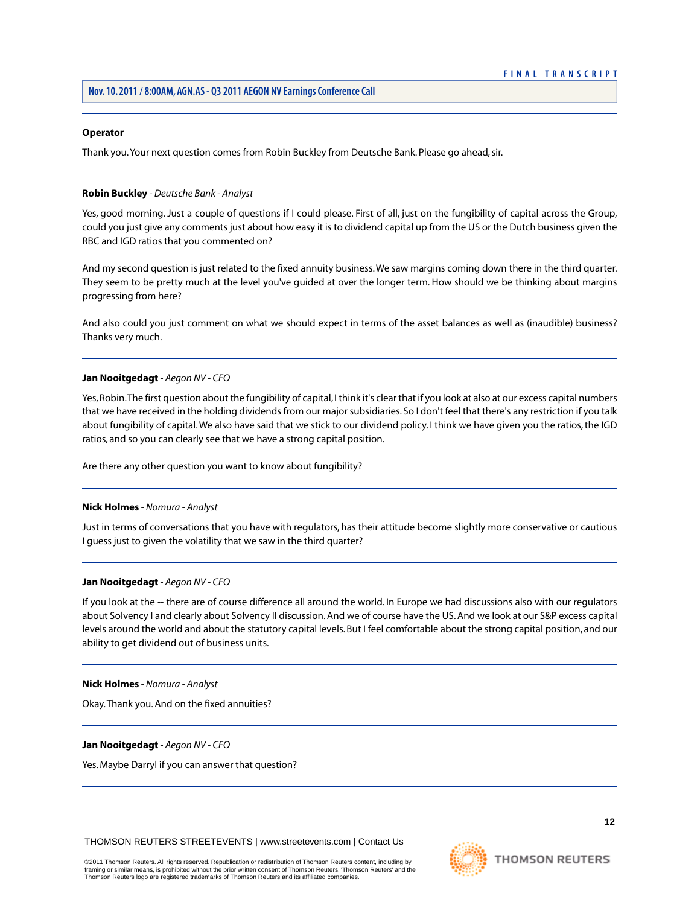**Operator**

Thank you. Your next question comes from Robin Buckley from Deutsche Bank. Please go ahead, sir.

---

**Robin Buckley** - *Deutsche Bank - Analyst*

Yes, good morning. Just a couple of questions if I could please. First of all, just on the fungibility of capital across the Group, could you just give any comments just about how easy it is to dividend capital up from the US or the Dutch business given the RBC and IGD ratios that you commented on?

And my second question is just related to the fixed annuity business. We saw margins coming down there in the third quarter. They seem to be pretty much at the level you've guided at over the longer term. How should we be thinking about margins progressing from here?

And also could you just comment on what we should expect in terms of the asset balances as well as (inaudible) business? Thanks very much.

---

**Jan Nooitgedagt** - *Aegon NV - CFO*

Yes, Robin. The first question about the fungibility of capital, I think it's clear that if you look at also at our excess capital numbers that we have received in the holding dividends from our major subsidiaries. So I don't feel that there's any restriction if you talk about fungibility of capital. We also have said that we stick to our dividend policy. I think we have given you the ratios, the IGD ratios, and so you can clearly see that we have a strong capital position.

Are there any other question you want to know about fungibility?

---

**Nick Holmes** - *Nomura - Analyst*

Just in terms of conversations that you have with regulators, has their attitude become slightly more conservative or cautious I guess just to given the volatility that we saw in the third quarter?

---

**Jan Nooitgedagt** - *Aegon NV - CFO*

If you look at the -- there are of course difference all around the world. In Europe we had discussions also with our regulators about Solvency I and clearly about Solvency II discussion. And we of course have the US. And we look at our S&P excess capital levels around the world and about the statutory capital levels. But I feel comfortable about the strong capital position, and our ability to get dividend out of business units.

---

**Nick Holmes** - *Nomura - Analyst*

Okay. Thank you. And on the fixed annuities?

---

**Jan Nooitgedagt** - *Aegon NV - CFO*

Yes. Maybe Darryl if you can answer that question?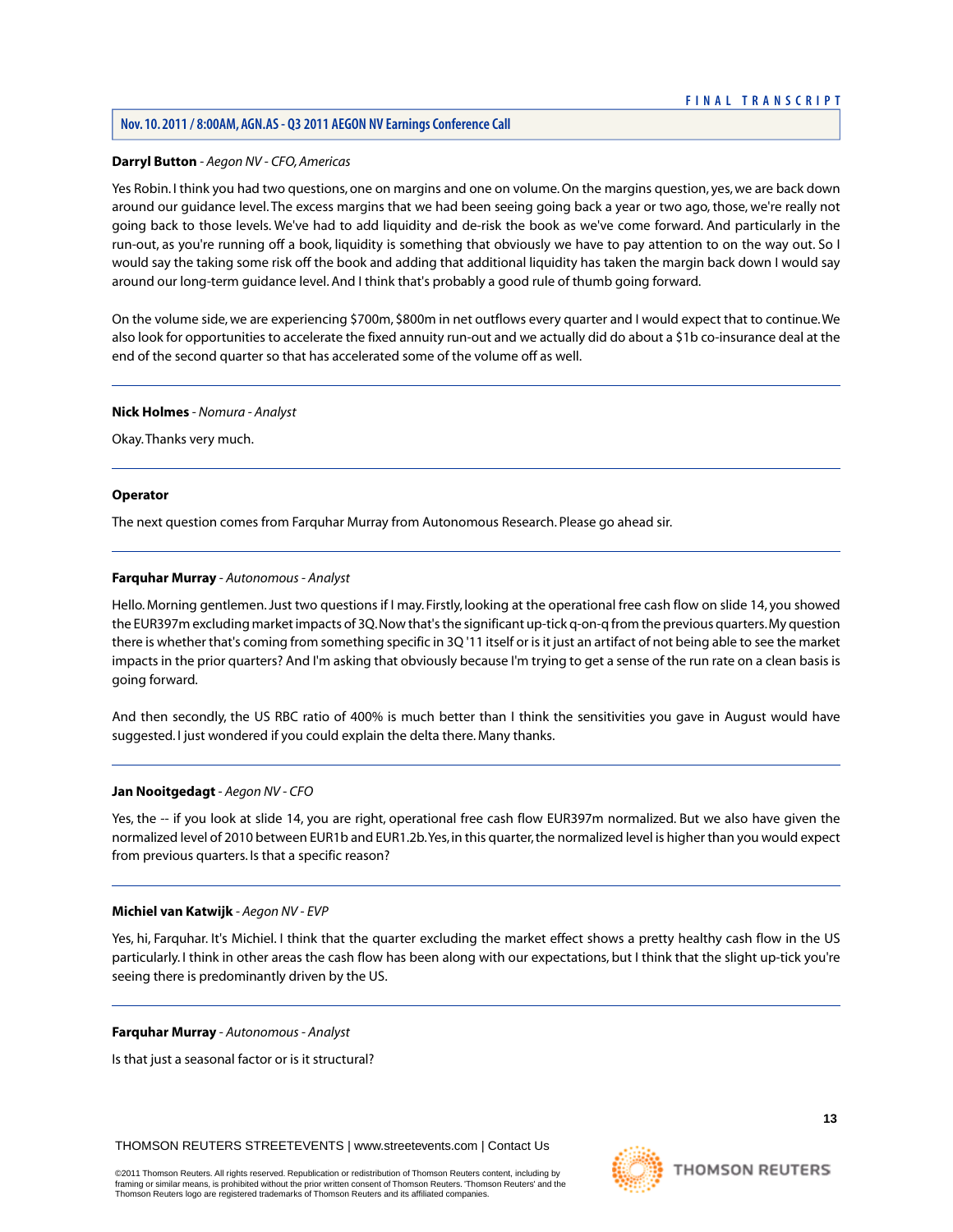**Darryl Button** - *Aegon NV - CFO, Americas*

Yes Robin. I think you had two questions, one on margins and one on volume. On the margins question, yes, we are back down around our guidance level. The excess margins that we had been seeing going back a year or two ago, those, we're really not going back to those levels. We've had to add liquidity and de-risk the book as we've come forward. And particularly in the run-out, as you're running off a book, liquidity is something that obviously we have to pay attention to on the way out. So I would say the taking some risk off the book and adding that additional liquidity has taken the margin back down I would say around our long-term guidance level. And I think that's probably a good rule of thumb going forward.

On the volume side, we are experiencing $700m, $800m in net outflows every quarter and I would expect that to continue. We also look for opportunities to accelerate the fixed annuity run-out and we actually did do about a $1b co-insurance deal at the end of the second quarter so that has accelerated some of the volume off as well.

---

**Nick Holmes** - *Nomura - Analyst*

Okay. Thanks very much.

---

**Operator**

The next question comes from Farquhar Murray from Autonomous Research. Please go ahead sir.

---

**Farquhar Murray** - *Autonomous - Analyst*

Hello. Morning gentlemen. Just two questions if I may. Firstly, looking at the operational free cash flow on slide 14, you showed the EUR397m excluding market impacts of 3Q. Now that's the significant up-tick q-on-q from the previous quarters. My question there is whether that's coming from something specific in 3Q '11 itself or is it just an artifact of not being able to see the market impacts in the prior quarters? And I'm asking that obviously because I'm trying to get a sense of the run rate on a clean basis is going forward.

And then secondly, the US RBC ratio of 400% is much better than I think the sensitivities you gave in August would have suggested. I just wondered if you could explain the delta there. Many thanks.

---

**Jan Nooitgedagt** - *Aegon NV - CFO*

Yes, the -- if you look at slide 14, you are right, operational free cash flow EUR397m normalized. But we also have given the normalized level of 2010 between EUR1b and EUR1.2b. Yes, in this quarter, the normalized level is higher than you would expect from previous quarters. Is that a specific reason?

---

**Michiel van Katwijk** - *Aegon NV - EVP*

Yes, hi, Farquhar. It's Michiel. I think that the quarter excluding the market effect shows a pretty healthy cash flow in the US particularly. I think in other areas the cash flow has been along with our expectations, but I think that the slight up-tick you're seeing there is predominantly driven by the US.

---

**Farquhar Murray** - *Autonomous - Analyst*

Is that just a seasonal factor or is it structural?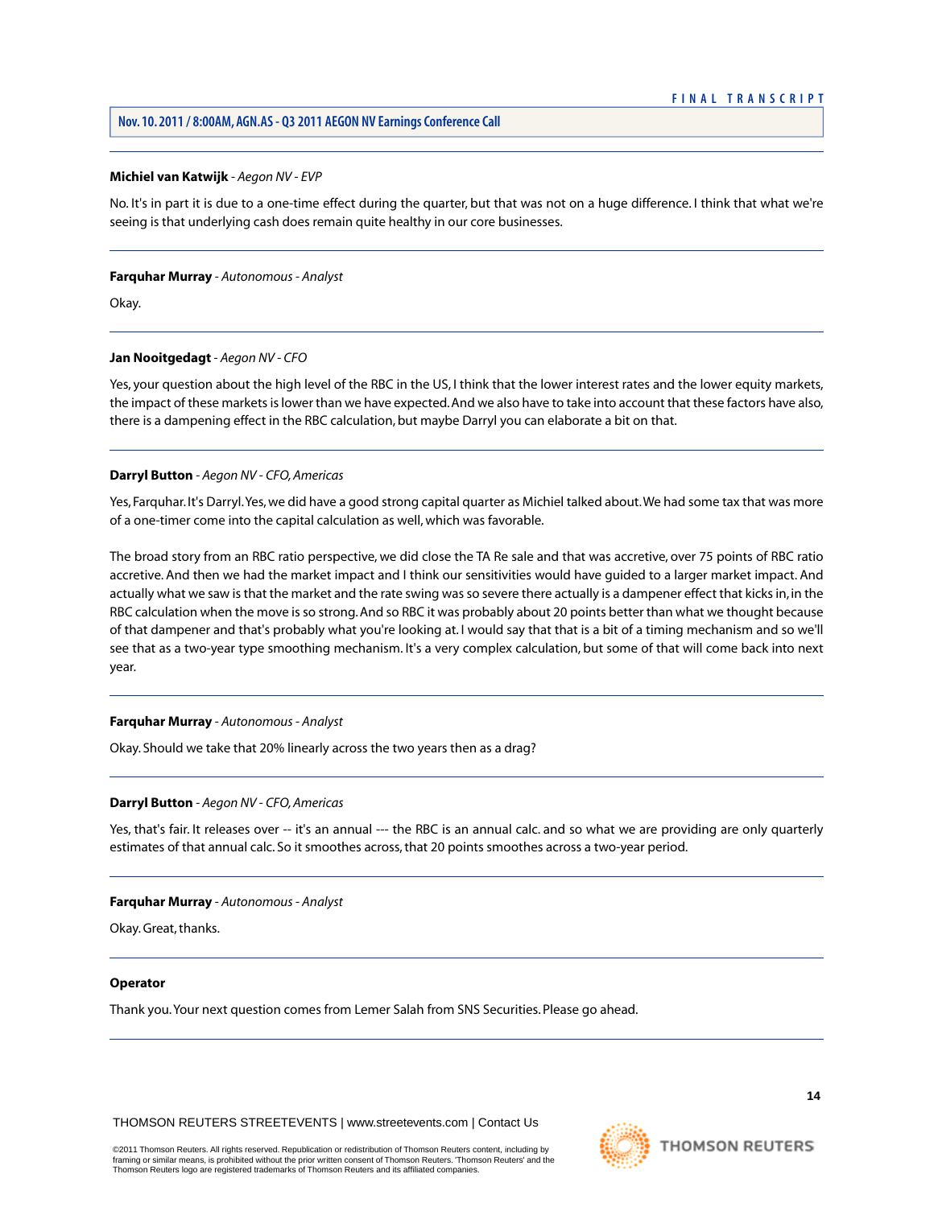**Michiel van Katwijk** - *Aegon NV - EVP*

No. It's in part it is due to a one-time effect during the quarter, but that was not on a huge difference. I think that what we're seeing is that underlying cash does remain quite healthy in our core businesses.

---

**Farquhar Murray** - *Autonomous - Analyst*

Okay.

---

**Jan Nooitgedagt** - *Aegon NV - CFO*

Yes, your question about the high level of the RBC in the US, I think that the lower interest rates and the lower equity markets, the impact of these markets is lower than we have expected. And we also have to take into account that these factors have also, there is a dampening effect in the RBC calculation, but maybe Darryl you can elaborate a bit on that.

---

**Darryl Button** - *Aegon NV - CFO, Americas*

Yes, Farquhar. It's Darryl. Yes, we did have a good strong capital quarter as Michiel talked about. We had some tax that was more of a one-timer come into the capital calculation as well, which was favorable.

The broad story from an RBC ratio perspective, we did close the TA Re sale and that was accretive, over 75 points of RBC ratio accretive. And then we had the market impact and I think our sensitivities would have guided to a larger market impact. And actually what we saw is that the market and the rate swing was so severe there actually is a dampener effect that kicks in, in the RBC calculation when the move is so strong. And so RBC it was probably about 20 points better than what we thought because of that dampener and that's probably what you're looking at. I would say that that is a bit of a timing mechanism and so we'll see that as a two-year type smoothing mechanism. It's a very complex calculation, but some of that will come back into next year.

---

**Farquhar Murray** - *Autonomous - Analyst*

Okay. Should we take that 20% linearly across the two years then as a drag?

---

**Darryl Button** - *Aegon NV - CFO, Americas*

Yes, that's fair. It releases over -- it's an annual --- the RBC is an annual calc. and so what we are providing are only quarterly estimates of that annual calc. So it smoothes across, that 20 points smoothes across a two-year period.

---

**Farquhar Murray** - *Autonomous - Analyst*

Okay. Great, thanks.

---

**Operator**

Thank you. Your next question comes from Lemer Salah from SNS Securities. Please go ahead.

---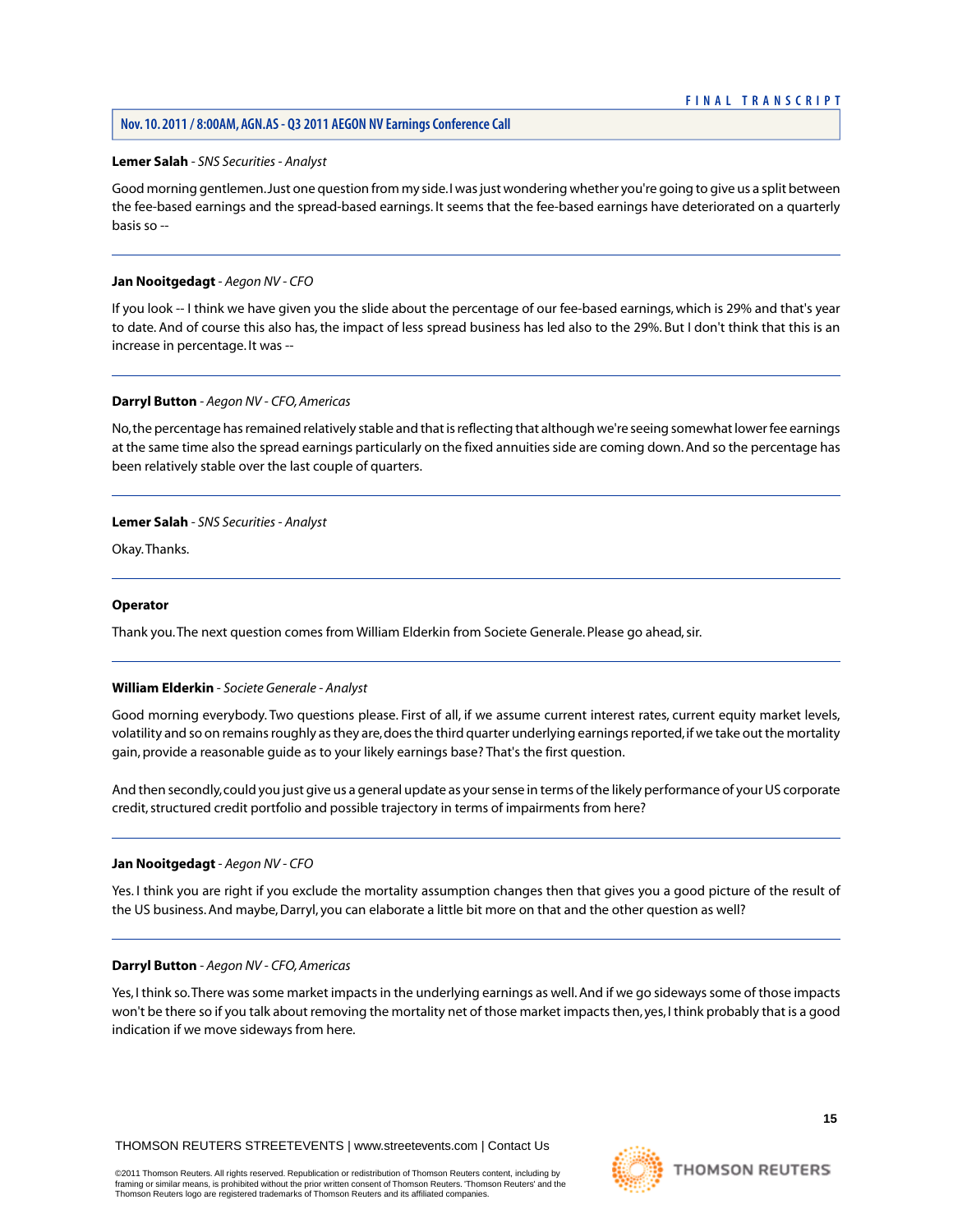**Lemer Salah** - *SNS Securities - Analyst*

Good morning gentlemen. Just one question from my side. I was just wondering whether you're going to give us a split between the fee-based earnings and the spread-based earnings. It seems that the fee-based earnings have deteriorated on a quarterly basis so --

---

**Jan Nooitgedagt** - *Aegon NV - CFO*

If you look -- I think we have given you the slide about the percentage of our fee-based earnings, which is 29% and that's year to date. And of course this also has, the impact of less spread business has led also to the 29%. But I don't think that this is an increase in percentage. It was --

---

**Darryl Button** - *Aegon NV - CFO, Americas*

No, the percentage has remained relatively stable and that is reflecting that although we're seeing somewhat lower fee earnings at the same time also the spread earnings particularly on the fixed annuities side are coming down. And so the percentage has been relatively stable over the last couple of quarters.

---

**Lemer Salah** - *SNS Securities - Analyst*

Okay. Thanks.

---

**Operator**

Thank you. The next question comes from William Elderkin from Societe Generale. Please go ahead, sir.

---

**William Elderkin** - *Societe Generale - Analyst*

Good morning everybody. Two questions please. First of all, if we assume current interest rates, current equity market levels, volatility and so on remains roughly as they are, does the third quarter underlying earnings reported, if we take out the mortality gain, provide a reasonable guide as to your likely earnings base? That's the first question.

And then secondly, could you just give us a general update as your sense in terms of the likely performance of your US corporate credit, structured credit portfolio and possible trajectory in terms of impairments from here?

---

**Jan Nooitgedagt** - *Aegon NV - CFO*

Yes. I think you are right if you exclude the mortality assumption changes then that gives you a good picture of the result of the US business. And maybe, Darryl, you can elaborate a little bit more on that and the other question as well?

---

**Darryl Button** - *Aegon NV - CFO, Americas*

Yes, I think so. There was some market impacts in the underlying earnings as well. And if we go sideways some of those impacts won't be there so if you talk about removing the mortality net of those market impacts then, yes, I think probably that is a good indication if we move sideways from here.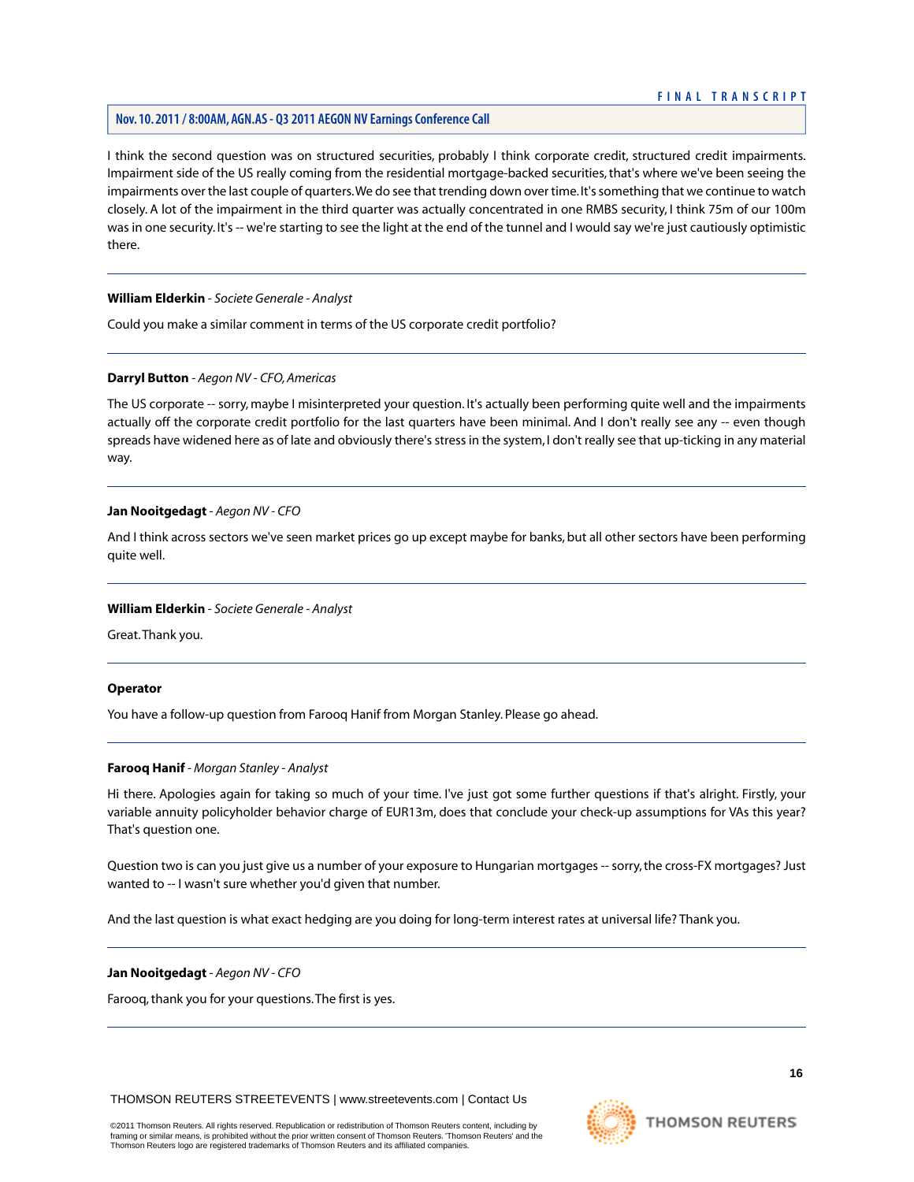I think the second question was on structured securities, probably I think corporate credit, structured credit impairments. Impairment side of the US really coming from the residential mortgage-backed securities, that's where we've been seeing the impairments over the last couple of quarters. We do see that trending down over time. It's something that we continue to watch closely. A lot of the impairment in the third quarter was actually concentrated in one RMBS security, I think 75m of our 100m was in one security. It's -- we're starting to see the light at the end of the tunnel and I would say we're just cautiously optimistic there.

---

**William Elderkin** - *Societe Generale - Analyst*

Could you make a similar comment in terms of the US corporate credit portfolio?

---

**Darryl Button** - *Aegon NV - CFO, Americas*

The US corporate -- sorry, maybe I misinterpreted your question. It's actually been performing quite well and the impairments actually off the corporate credit portfolio for the last quarters have been minimal. And I don't really see any -- even though spreads have widened here as of late and obviously there's stress in the system, I don't really see that up-ticking in any material way.

---

**Jan Nooitgedagt** - *Aegon NV - CFO*

And I think across sectors we've seen market prices go up except maybe for banks, but all other sectors have been performing quite well.

---

**William Elderkin** - *Societe Generale - Analyst*

Great. Thank you.

---

**Operator**

You have a follow-up question from Farooq Hanif from Morgan Stanley. Please go ahead.

---

**Farooq Hanif** - *Morgan Stanley - Analyst*

Hi there. Apologies again for taking so much of your time. I've just got some further questions if that's alright. Firstly, your variable annuity policyholder behavior charge of EUR13m, does that conclude your check-up assumptions for VAs this year? That's question one.

Question two is can you just give us a number of your exposure to Hungarian mortgages -- sorry, the cross-FX mortgages? Just wanted to -- I wasn't sure whether you'd given that number.

And the last question is what exact hedging are you doing for long-term interest rates at universal life? Thank you.

---

**Jan Nooitgedagt** - *Aegon NV - CFO*

Farooq, thank you for your questions. The first is yes.

---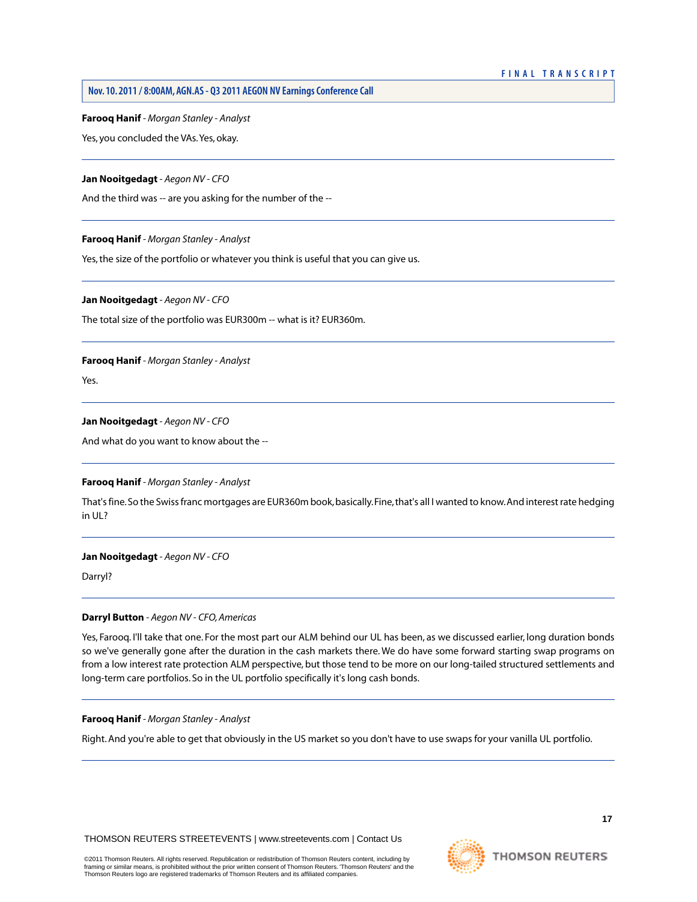**Farooq Hanif** - *Morgan Stanley - Analyst*

Yes, you concluded the VAs. Yes, okay.

---

**Jan Nooitgedagt** - *Aegon NV - CFO*

And the third was -- are you asking for the number of the --

---

**Farooq Hanif** - *Morgan Stanley - Analyst*

Yes, the size of the portfolio or whatever you think is useful that you can give us.

---

**Jan Nooitgedagt** - *Aegon NV - CFO*

The total size of the portfolio was EUR300m -- what is it? EUR360m.

---

**Farooq Hanif** - *Morgan Stanley - Analyst*

Yes.

---

**Jan Nooitgedagt** - *Aegon NV - CFO*

And what do you want to know about the --

---

**Farooq Hanif** - *Morgan Stanley - Analyst*

That's fine. So the Swiss franc mortgages are EUR360m book, basically. Fine, that's all I wanted to know. And interest rate hedging in UL?

---

**Jan Nooitgedagt** - *Aegon NV - CFO*

Darryl?

---

**Darryl Button** - *Aegon NV - CFO, Americas*

Yes, Farooq. I'll take that one. For the most part our ALM behind our UL has been, as we discussed earlier, long duration bonds so we've generally gone after the duration in the cash markets there. We do have some forward starting swap programs on from a low interest rate protection ALM perspective, but those tend to be more on our long-tailed structured settlements and long-term care portfolios. So in the UL portfolio specifically it's long cash bonds.

---

**Farooq Hanif** - *Morgan Stanley - Analyst*

Right. And you're able to get that obviously in the US market so you don't have to use swaps for your vanilla UL portfolio.

---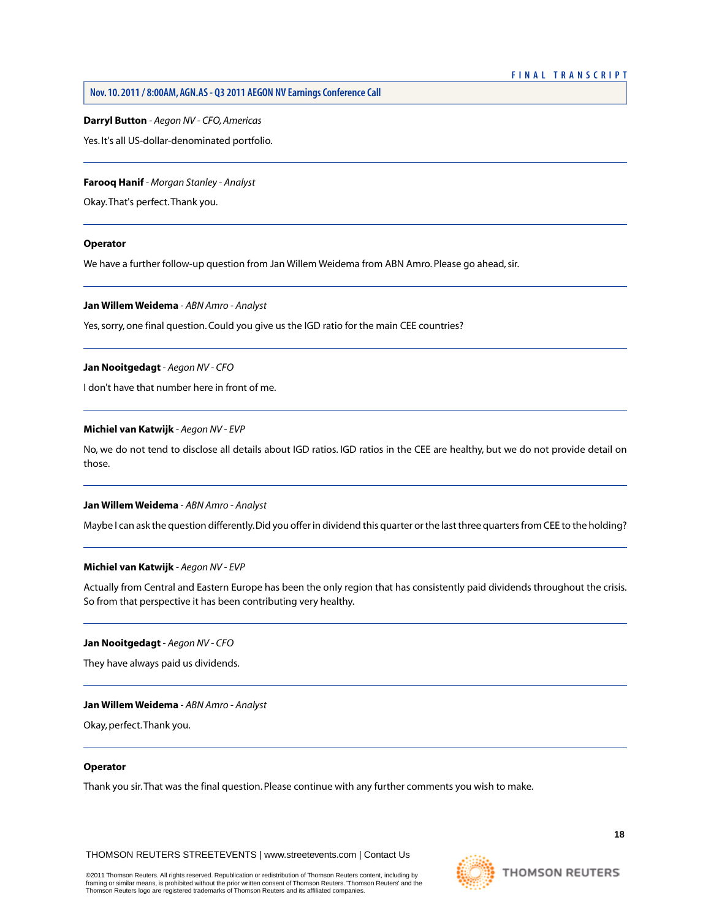**Darryl Button** - *Aegon NV - CFO, Americas*

Yes. It's all US-dollar-denominated portfolio.

---

**Farooq Hanif** - *Morgan Stanley - Analyst*

Okay. That's perfect. Thank you.

---

**Operator**

We have a further follow-up question from Jan Willem Weidema from ABN Amro. Please go ahead, sir.

---

**Jan Willem Weidema** - *ABN Amro - Analyst*

Yes, sorry, one final question. Could you give us the IGD ratio for the main CEE countries?

---

**Jan Nooitgedagt** - *Aegon NV - CFO*

I don't have that number here in front of me.

---

**Michiel van Katwijk** - *Aegon NV - EVP*

No, we do not tend to disclose all details about IGD ratios. IGD ratios in the CEE are healthy, but we do not provide detail on those.

---

**Jan Willem Weidema** - *ABN Amro - Analyst*

Maybe I can ask the question differently. Did you offer in dividend this quarter or the last three quarters from CEE to the holding?

---

**Michiel van Katwijk** - *Aegon NV - EVP*

Actually from Central and Eastern Europe has been the only region that has consistently paid dividends throughout the crisis. So from that perspective it has been contributing very healthy.

---

**Jan Nooitgedagt** - *Aegon NV - CFO*

They have always paid us dividends.

---

**Jan Willem Weidema** - *ABN Amro - Analyst*

Okay, perfect. Thank you.

---

**Operator**

Thank you sir. That was the final question. Please continue with any further comments you wish to make.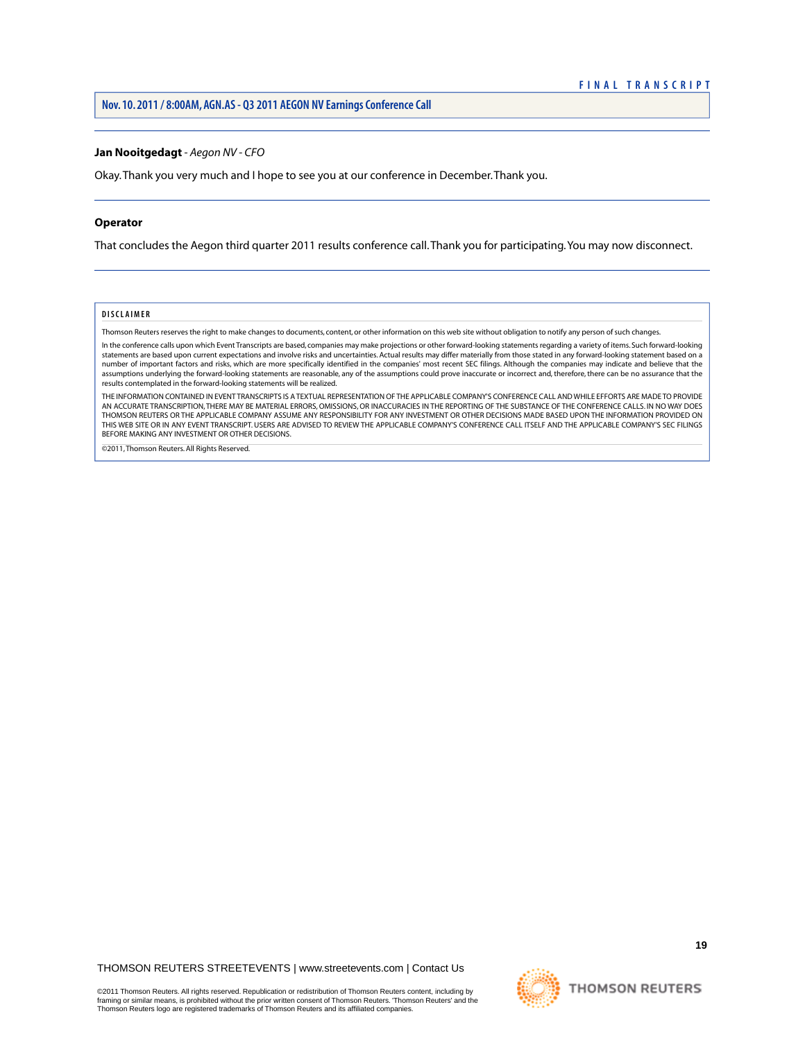**Jan Nooitgedagt** - *Aegon NV - CFO*

Okay. Thank you very much and I hope to see you at our conference in December. Thank you.

---

**Operator**

That concludes the Aegon third quarter 2011 results conference call. Thank you for participating. You may now disconnect.

---

**DISCLAIMER**

Thomson Reuters reserves the right to make changes to documents, content, or other information on this web site without obligation to notify any person of such changes.

In the conference calls upon which Event Transcripts are based, companies may make projections or other forward-looking statements regarding a variety of items. Such forward-looking statements are based upon current expectations and involve risks and uncertainties. Actual results may differ materially from those stated in any forward-looking statement based on a number of important factors and risks, which are more specifically identified in the companies' most recent SEC filings. Although the companies may indicate and believe that the assumptions underlying the forward-looking statements are reasonable, any of the assumptions could prove inaccurate or incorrect and, therefore, there can be no assurance that the results contemplated in the forward-looking statements will be realized.

THE INFORMATION CONTAINED IN EVENT TRANSCRIPTS IS A TEXTUAL REPRESENTATION OF THE APPLICABLE COMPANY'S CONFERENCE CALL AND WHILE EFFORTS ARE MADE TO PROVIDE AN ACCURATE TRANSCRIPTION, THERE MAY BE MATERIAL ERRORS, OMISSIONS, OR INACCURACIES IN THE REPORTING OF THE SUBSTANCE OF THE CONFERENCE CALLS. IN NO WAY DOES THOMSON REUTERS OR THE APPLICABLE COMPANY ASSUME ANY RESPONSIBILITY FOR ANY INVESTMENT OR OTHER DECISIONS MADE BASED UPON THE INFORMATION PROVIDED ON THIS WEB SITE OR IN ANY EVENT TRANSCRIPT. USERS ARE ADVISED TO REVIEW THE APPLICABLE COMPANY'S CONFERENCE CALL ITSELF AND THE APPLICABLE COMPANY'S SEC FILINGS BEFORE MAKING ANY INVESTMENT OR OTHER DECISIONS.

©2011, Thomson Reuters. All Rights Reserved.